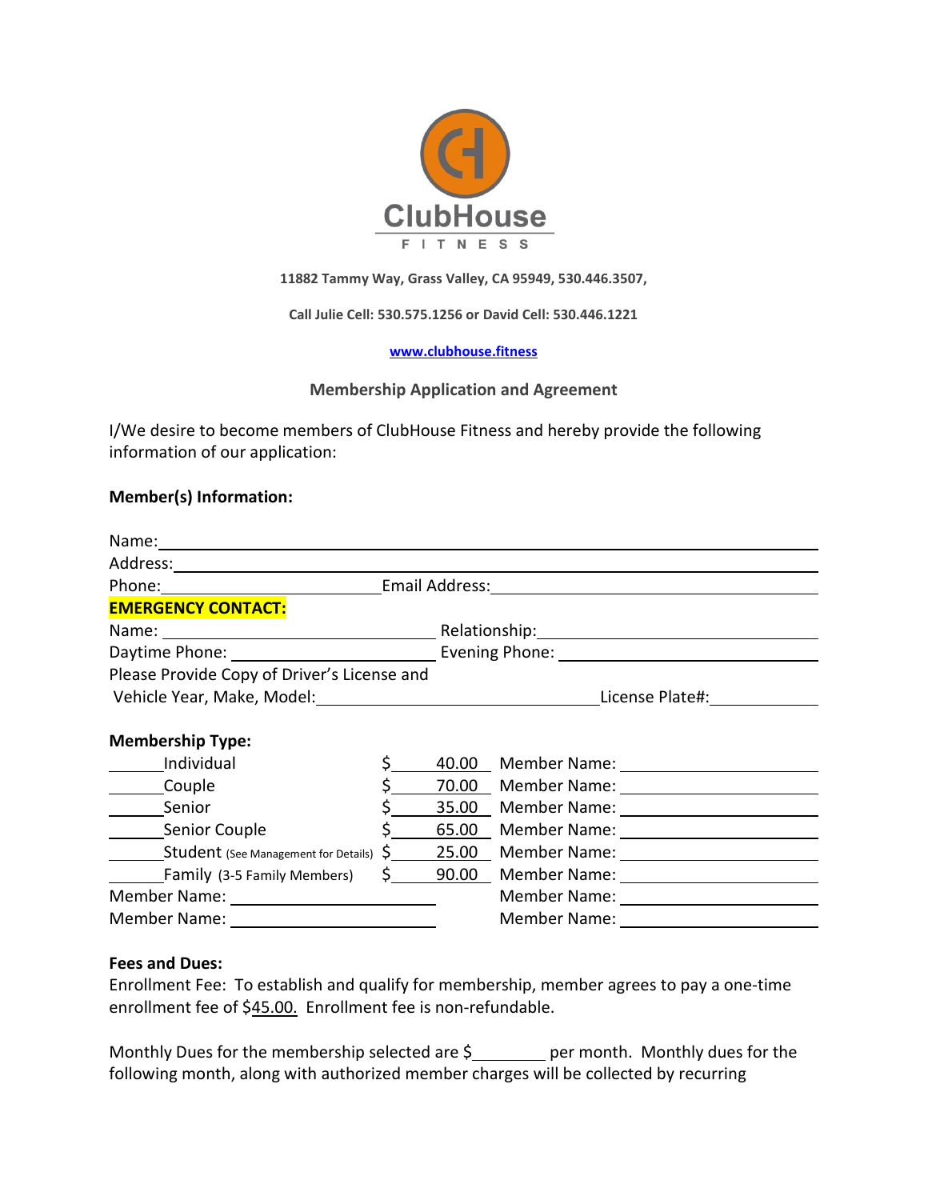ClubHouse
FITNESS

**11882 Tammy Way, Grass Valley, CA 95949, 530.446.3507,**

**Call Julie Cell: 530.575.1256 or David Cell: 530.446.1221**

**www.clubhouse.fitness**

## Membership Application and Agreement

I/We desire to become members of ClubHouse Fitness and hereby provide the following information of our application:

**Member(s) Information:**

Name: ______________________________

Address: ______________________________

Phone: ______________ Email Address: ______________

**EMERGENCY CONTACT:**

Name: ______________ Relationship: ______________

Daytime Phone: ______________ Evening Phone: ______________

Please Provide Copy of Driver's License and

Vehicle Year, Make, Model: ______________ License Plate#: ______________

**Membership Type:**

| | Type | Price | Member Name |
|---|---|---|---|
| ______ | Individual | $ 40.00 | Member Name: ______________ |
| ______ | Couple | $ 70.00 | Member Name: ______________ |
| ______ | Senior | $ 35.00 | Member Name: ______________ |
| ______ | Senior Couple | $ 65.00 | Member Name: ______________ |
| ______ | Student (See Management for Details) | $ 25.00 | Member Name: ______________ |
| ______ | Family (3-5 Family Members) | $ 90.00 | Member Name: ______________ |

Member Name: ______________ Member Name: ______________

Member Name: ______________ Member Name: ______________

**Fees and Dues:**

Enrollment Fee: To establish and qualify for membership, member agrees to pay a one-time enrollment fee of $45.00. Enrollment fee is non-refundable.

Monthly Dues for the membership selected are $________ per month. Monthly dues for the following month, along with authorized member charges will be collected by recurring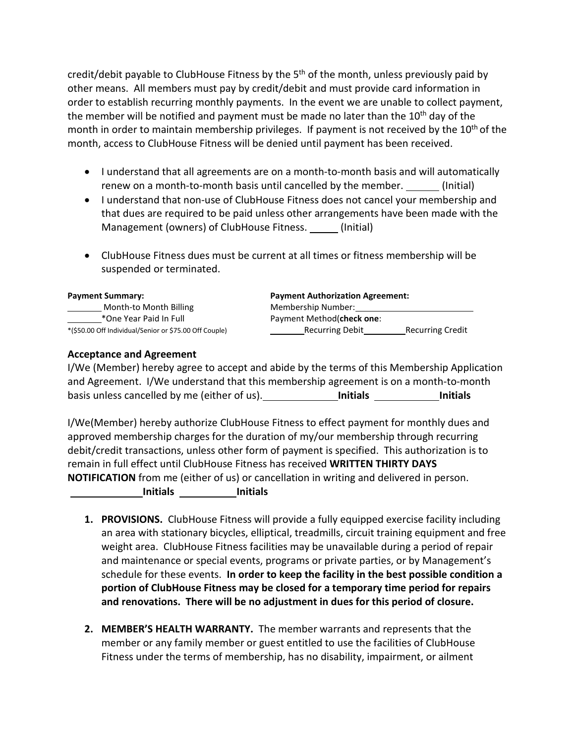credit/debit payable to ClubHouse Fitness by the 5th of the month, unless previously paid by other means. All members must pay by credit/debit and must provide card information in order to establish recurring monthly payments. In the event we are unable to collect payment, the member will be notified and payment must be made no later than the 10th day of the month in order to maintain membership privileges. If payment is not received by the 10th of the month, access to ClubHouse Fitness will be denied until payment has been received.

- I understand that all agreements are on a month-to-month basis and will automatically renew on a month-to-month basis until cancelled by the member. ______ (Initial)
- I understand that non-use of ClubHouse Fitness does not cancel your membership and that dues are required to be paid unless other arrangements have been made with the Management (owners) of ClubHouse Fitness. _____ (Initial)

- ClubHouse Fitness dues must be current at all times or fitness membership will be suspended or terminated.

**Payment Summary:**

_______ Month-to Month Billing

_______ *One Year Paid In Full

*($50.00 Off Individual/Senior or $75.00 Off Couple)

**Payment Authorization Agreement:**

Membership Number: ________________________

Payment Method(**check one**:

_______ Recurring Debit ________ Recurring Credit

### Acceptance and Agreement

I/We (Member) hereby agree to accept and abide by the terms of this Membership Application and Agreement. I/We understand that this membership agreement is on a month-to-month basis unless cancelled by me (either of us). _____________ **Initials** ____________ **Initials**

I/We(Member) hereby authorize ClubHouse Fitness to effect payment for monthly dues and approved membership charges for the duration of my/our membership through recurring debit/credit transactions, unless other form of payment is specified. This authorization is to remain in full effect until ClubHouse Fitness has received **WRITTEN THIRTY DAYS NOTIFICATION** from me (either of us) or cancellation in writing and delivered in person.
_____________ **Initials** __________ **Initials**

1. **PROVISIONS.** ClubHouse Fitness will provide a fully equipped exercise facility including an area with stationary bicycles, elliptical, treadmills, circuit training equipment and free weight area. ClubHouse Fitness facilities may be unavailable during a period of repair and maintenance or special events, programs or private parties, or by Management's schedule for these events. **In order to keep the facility in the best possible condition a portion of ClubHouse Fitness may be closed for a temporary time period for repairs and renovations. There will be no adjustment in dues for this period of closure.**

2. **MEMBER'S HEALTH WARRANTY.** The member warrants and represents that the member or any family member or guest entitled to use the facilities of ClubHouse Fitness under the terms of membership, has no disability, impairment, or ailment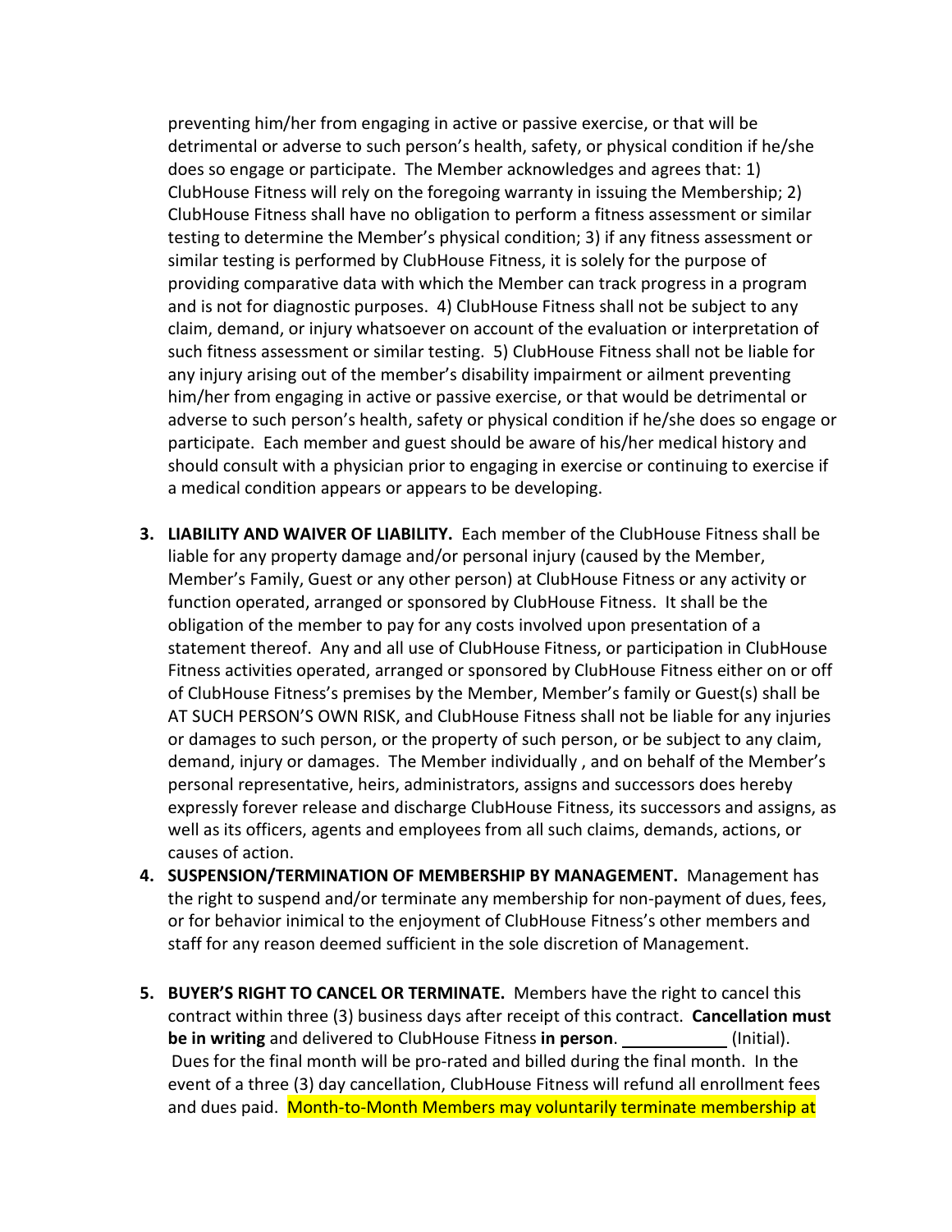preventing him/her from engaging in active or passive exercise, or that will be detrimental or adverse to such person's health, safety, or physical condition if he/she does so engage or participate. The Member acknowledges and agrees that: 1) ClubHouse Fitness will rely on the foregoing warranty in issuing the Membership; 2) ClubHouse Fitness shall have no obligation to perform a fitness assessment or similar testing to determine the Member's physical condition; 3) if any fitness assessment or similar testing is performed by ClubHouse Fitness, it is solely for the purpose of providing comparative data with which the Member can track progress in a program and is not for diagnostic purposes. 4) ClubHouse Fitness shall not be subject to any claim, demand, or injury whatsoever on account of the evaluation or interpretation of such fitness assessment or similar testing. 5) ClubHouse Fitness shall not be liable for any injury arising out of the member's disability impairment or ailment preventing him/her from engaging in active or passive exercise, or that would be detrimental or adverse to such person's health, safety or physical condition if he/she does so engage or participate. Each member and guest should be aware of his/her medical history and should consult with a physician prior to engaging in exercise or continuing to exercise if a medical condition appears or appears to be developing.

3. **LIABILITY AND WAIVER OF LIABILITY.** Each member of the ClubHouse Fitness shall be liable for any property damage and/or personal injury (caused by the Member, Member's Family, Guest or any other person) at ClubHouse Fitness or any activity or function operated, arranged or sponsored by ClubHouse Fitness. It shall be the obligation of the member to pay for any costs involved upon presentation of a statement thereof. Any and all use of ClubHouse Fitness, or participation in ClubHouse Fitness activities operated, arranged or sponsored by ClubHouse Fitness either on or off of ClubHouse Fitness's premises by the Member, Member's family or Guest(s) shall be AT SUCH PERSON'S OWN RISK, and ClubHouse Fitness shall not be liable for any injuries or damages to such person, or the property of such person, or be subject to any claim, demand, injury or damages. The Member individually , and on behalf of the Member's personal representative, heirs, administrators, assigns and successors does hereby expressly forever release and discharge ClubHouse Fitness, its successors and assigns, as well as its officers, agents and employees from all such claims, demands, actions, or causes of action.
4. **SUSPENSION/TERMINATION OF MEMBERSHIP BY MANAGEMENT.** Management has the right to suspend and/or terminate any membership for non-payment of dues, fees, or for behavior inimical to the enjoyment of ClubHouse Fitness's other members and staff for any reason deemed sufficient in the sole discretion of Management.

5. **BUYER'S RIGHT TO CANCEL OR TERMINATE.** Members have the right to cancel this contract within three (3) business days after receipt of this contract. **Cancellation must be in writing** and delivered to ClubHouse Fitness **in person**. ___________ (Initial). Dues for the final month will be pro-rated and billed during the final month. In the event of a three (3) day cancellation, ClubHouse Fitness will refund all enrollment fees and dues paid. Month-to-Month Members may voluntarily terminate membership at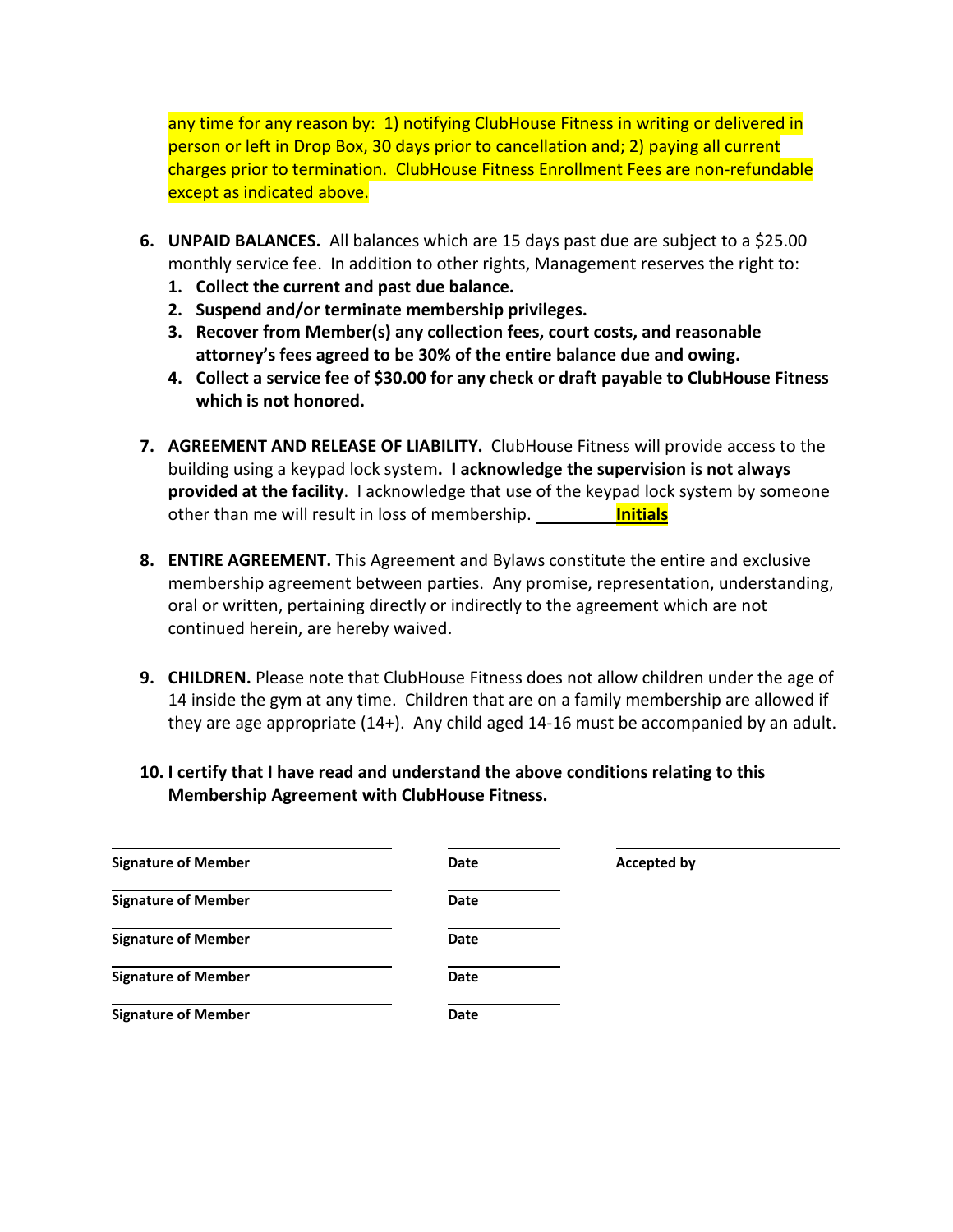any time for any reason by: 1) notifying ClubHouse Fitness in writing or delivered in person or left in Drop Box, 30 days prior to cancellation and; 2) paying all current charges prior to termination. ClubHouse Fitness Enrollment Fees are non-refundable except as indicated above.

6. **UNPAID BALANCES.** All balances which are 15 days past due are subject to a $25.00 monthly service fee. In addition to other rights, Management reserves the right to:
   1. **Collect the current and past due balance.**
   2. **Suspend and/or terminate membership privileges.**
   3. **Recover from Member(s) any collection fees, court costs, and reasonable attorney's fees agreed to be 30% of the entire balance due and owing.**
   4. **Collect a service fee of $30.00 for any check or draft payable to ClubHouse Fitness which is not honored.**

7. **AGREEMENT AND RELEASE OF LIABILITY.** ClubHouse Fitness will provide access to the building using a keypad lock system**. I acknowledge the supervision is not always provided at the facility**. I acknowledge that use of the keypad lock system by someone other than me will result in loss of membership. __________ **Initials**

8. **ENTIRE AGREEMENT.** This Agreement and Bylaws constitute the entire and exclusive membership agreement between parties. Any promise, representation, understanding, oral or written, pertaining directly or indirectly to the agreement which are not continued herein, are hereby waived.

9. **CHILDREN.** Please note that ClubHouse Fitness does not allow children under the age of 14 inside the gym at any time. Children that are on a family membership are allowed if they are age appropriate (14+). Any child aged 14-16 must be accompanied by an adult.

10. **I certify that I have read and understand the above conditions relating to this Membership Agreement with ClubHouse Fitness.**

| | | |
|---|---|---|
| **Signature of Member** | **Date** | **Accepted by** |
| **Signature of Member** | **Date** | |
| **Signature of Member** | **Date** | |
| **Signature of Member** | **Date** | |
| **Signature of Member** | **Date** | |